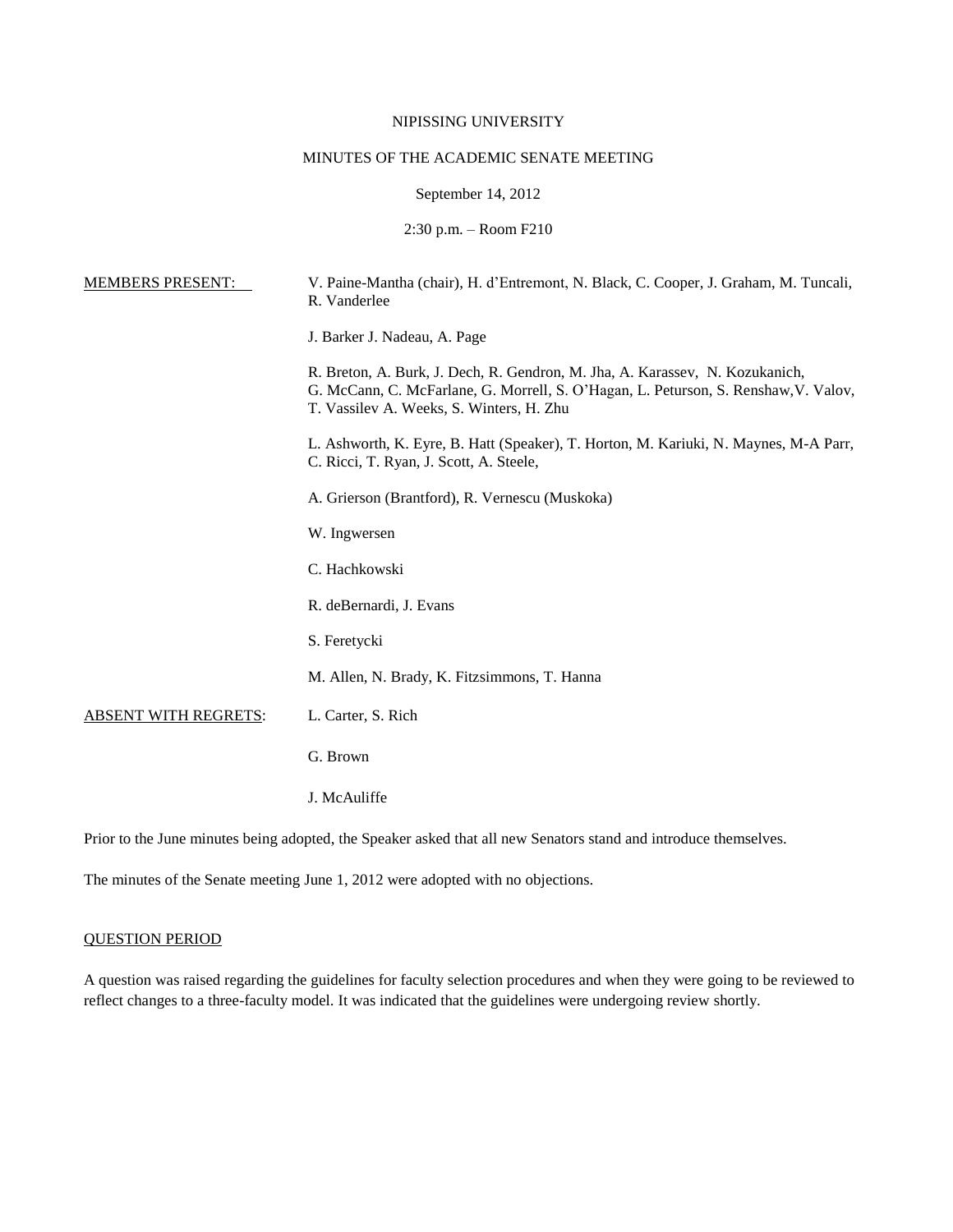NIPISSING UNIVERSITY

MINUTES OF THE ACADEMIC SENATE MEETING

September 14, 2012

2:30 p.m. – Room F210

| | |
|---|---|
| MEMBERS PRESENT: | V. Paine-Mantha (chair), H. d'Entremont, N. Black, C. Cooper, J. Graham, M. Tuncali, R. Vanderlee |
| | J. Barker J. Nadeau, A. Page |
| | R. Breton, A. Burk, J. Dech, R. Gendron, M. Jha, A. Karassev, N. Kozukanich, G. McCann, C. McFarlane, G. Morrell, S. O'Hagan, L. Peturson, S. Renshaw,V. Valov, T. Vassilev A. Weeks, S. Winters, H. Zhu |
| | L. Ashworth, K. Eyre, B. Hatt (Speaker), T. Horton, M. Kariuki, N. Maynes, M-A Parr, C. Ricci, T. Ryan, J. Scott, A. Steele, |
| | A. Grierson (Brantford), R. Vernescu (Muskoka) |
| | W. Ingwersen |
| | C. Hachkowski |
| | R. deBernardi, J. Evans |
| | S. Feretycki |
| | M. Allen, N. Brady, K. Fitzsimmons, T. Hanna |
| ABSENT WITH REGRETS: | L. Carter, S. Rich |
| | G. Brown |
| | J. McAuliffe |

Prior to the June minutes being adopted, the Speaker asked that all new Senators stand and introduce themselves.

The minutes of the Senate meeting June 1, 2012 were adopted with no objections.

## QUESTION PERIOD

A question was raised regarding the guidelines for faculty selection procedures and when they were going to be reviewed to reflect changes to a three-faculty model. It was indicated that the guidelines were undergoing review shortly.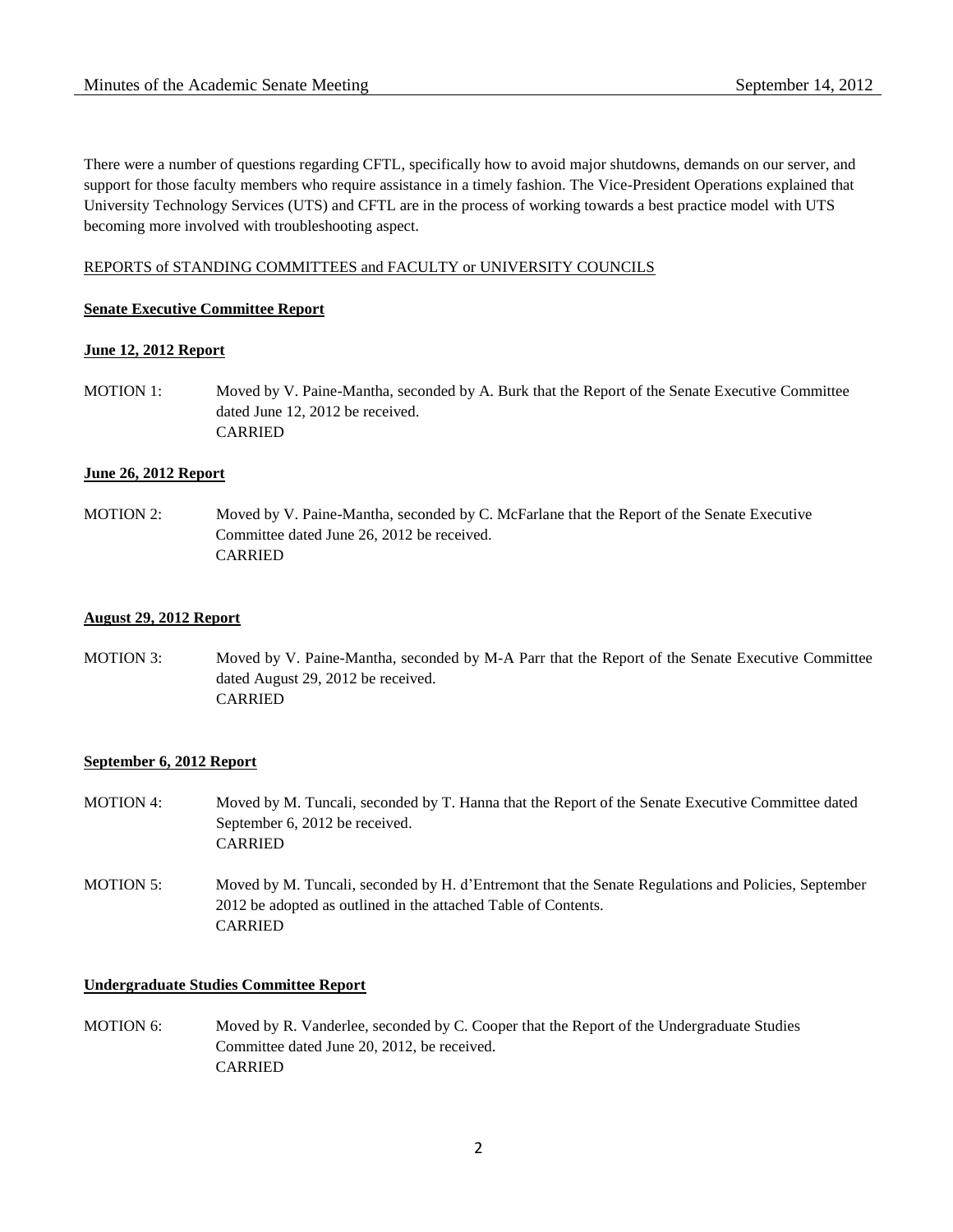There were a number of questions regarding CFTL, specifically how to avoid major shutdowns, demands on our server, and support for those faculty members who require assistance in a timely fashion. The Vice-President Operations explained that University Technology Services (UTS) and CFTL are in the process of working towards a best practice model with UTS becoming more involved with troubleshooting aspect.

REPORTS of STANDING COMMITTEES and FACULTY or UNIVERSITY COUNCILS

**Senate Executive Committee Report**

**June 12, 2012 Report**

MOTION 1: Moved by V. Paine-Mantha, seconded by A. Burk that the Report of the Senate Executive Committee dated June 12, 2012 be received.
CARRIED

**June 26, 2012 Report**

MOTION 2: Moved by V. Paine-Mantha, seconded by C. McFarlane that the Report of the Senate Executive Committee dated June 26, 2012 be received.
CARRIED

**August 29, 2012 Report**

MOTION 3: Moved by V. Paine-Mantha, seconded by M-A Parr that the Report of the Senate Executive Committee dated August 29, 2012 be received.
CARRIED

**September 6, 2012 Report**

MOTION 4: Moved by M. Tuncali, seconded by T. Hanna that the Report of the Senate Executive Committee dated September 6, 2012 be received.
CARRIED

MOTION 5: Moved by M. Tuncali, seconded by H. d'Entremont that the Senate Regulations and Policies, September 2012 be adopted as outlined in the attached Table of Contents.
CARRIED

**Undergraduate Studies Committee Report**

MOTION 6: Moved by R. Vanderlee, seconded by C. Cooper that the Report of the Undergraduate Studies Committee dated June 20, 2012, be received.
CARRIED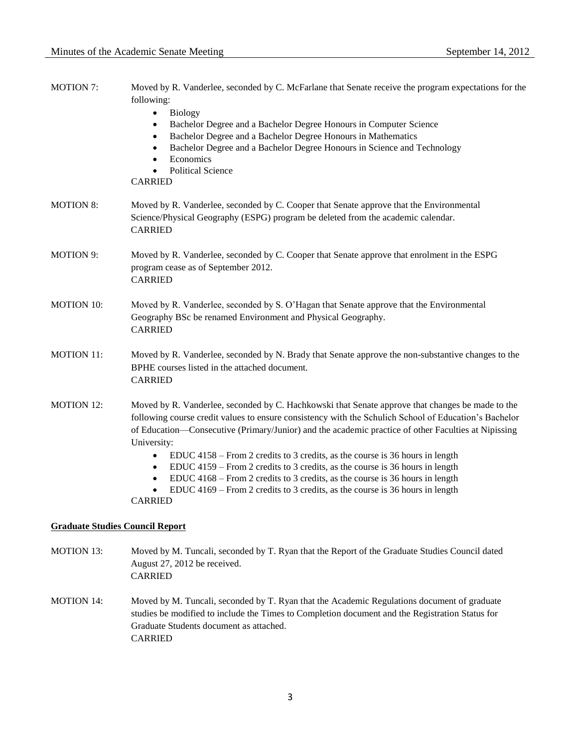MOTION 7: Moved by R. Vanderlee, seconded by C. McFarlane that Senate receive the program expectations for the following:

- Biology
- Bachelor Degree and a Bachelor Degree Honours in Computer Science
- Bachelor Degree and a Bachelor Degree Honours in Mathematics
- Bachelor Degree and a Bachelor Degree Honours in Science and Technology
- Economics
- Political Science

CARRIED

MOTION 8: Moved by R. Vanderlee, seconded by C. Cooper that Senate approve that the Environmental Science/Physical Geography (ESPG) program be deleted from the academic calendar.
CARRIED

MOTION 9: Moved by R. Vanderlee, seconded by C. Cooper that Senate approve that enrolment in the ESPG program cease as of September 2012.
CARRIED

MOTION 10: Moved by R. Vanderlee, seconded by S. O'Hagan that Senate approve that the Environmental Geography BSc be renamed Environment and Physical Geography.
CARRIED

MOTION 11: Moved by R. Vanderlee, seconded by N. Brady that Senate approve the non-substantive changes to the BPHE courses listed in the attached document.
CARRIED

MOTION 12: Moved by R. Vanderlee, seconded by C. Hachkowski that Senate approve that changes be made to the following course credit values to ensure consistency with the Schulich School of Education's Bachelor of Education—Consecutive (Primary/Junior) and the academic practice of other Faculties at Nipissing University:

- EDUC 4158 – From 2 credits to 3 credits, as the course is 36 hours in length
- EDUC 4159 – From 2 credits to 3 credits, as the course is 36 hours in length
- EDUC 4168 – From 2 credits to 3 credits, as the course is 36 hours in length
- EDUC 4169 – From 2 credits to 3 credits, as the course is 36 hours in length

CARRIED

**Graduate Studies Council Report**

MOTION 13: Moved by M. Tuncali, seconded by T. Ryan that the Report of the Graduate Studies Council dated August 27, 2012 be received.
CARRIED

MOTION 14: Moved by M. Tuncali, seconded by T. Ryan that the Academic Regulations document of graduate studies be modified to include the Times to Completion document and the Registration Status for Graduate Students document as attached.
CARRIED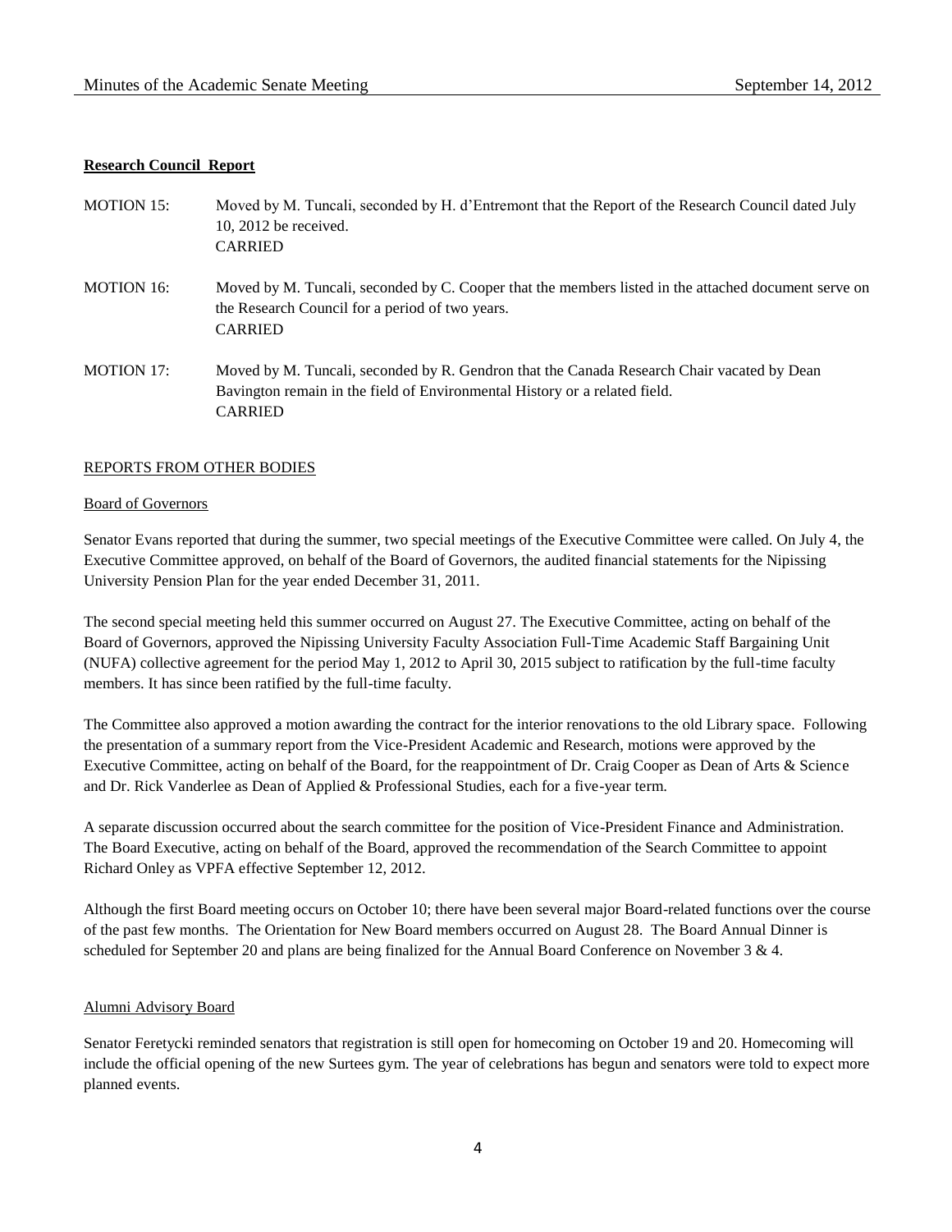**Research Council Report**

MOTION 15: Moved by M. Tuncali, seconded by H. d'Entremont that the Report of the Research Council dated July 10, 2012 be received.
CARRIED

MOTION 16: Moved by M. Tuncali, seconded by C. Cooper that the members listed in the attached document serve on the Research Council for a period of two years.
CARRIED

MOTION 17: Moved by M. Tuncali, seconded by R. Gendron that the Canada Research Chair vacated by Dean Bavington remain in the field of Environmental History or a related field.
CARRIED

REPORTS FROM OTHER BODIES

Board of Governors

Senator Evans reported that during the summer, two special meetings of the Executive Committee were called. On July 4, the Executive Committee approved, on behalf of the Board of Governors, the audited financial statements for the Nipissing University Pension Plan for the year ended December 31, 2011.

The second special meeting held this summer occurred on August 27. The Executive Committee, acting on behalf of the Board of Governors, approved the Nipissing University Faculty Association Full-Time Academic Staff Bargaining Unit (NUFA) collective agreement for the period May 1, 2012 to April 30, 2015 subject to ratification by the full-time faculty members. It has since been ratified by the full-time faculty.

The Committee also approved a motion awarding the contract for the interior renovations to the old Library space. Following the presentation of a summary report from the Vice-President Academic and Research, motions were approved by the Executive Committee, acting on behalf of the Board, for the reappointment of Dr. Craig Cooper as Dean of Arts & Science and Dr. Rick Vanderlee as Dean of Applied & Professional Studies, each for a five-year term.

A separate discussion occurred about the search committee for the position of Vice-President Finance and Administration. The Board Executive, acting on behalf of the Board, approved the recommendation of the Search Committee to appoint Richard Onley as VPFA effective September 12, 2012.

Although the first Board meeting occurs on October 10; there have been several major Board-related functions over the course of the past few months. The Orientation for New Board members occurred on August 28. The Board Annual Dinner is scheduled for September 20 and plans are being finalized for the Annual Board Conference on November 3 & 4.

Alumni Advisory Board

Senator Feretycki reminded senators that registration is still open for homecoming on October 19 and 20. Homecoming will include the official opening of the new Surtees gym. The year of celebrations has begun and senators were told to expect more planned events.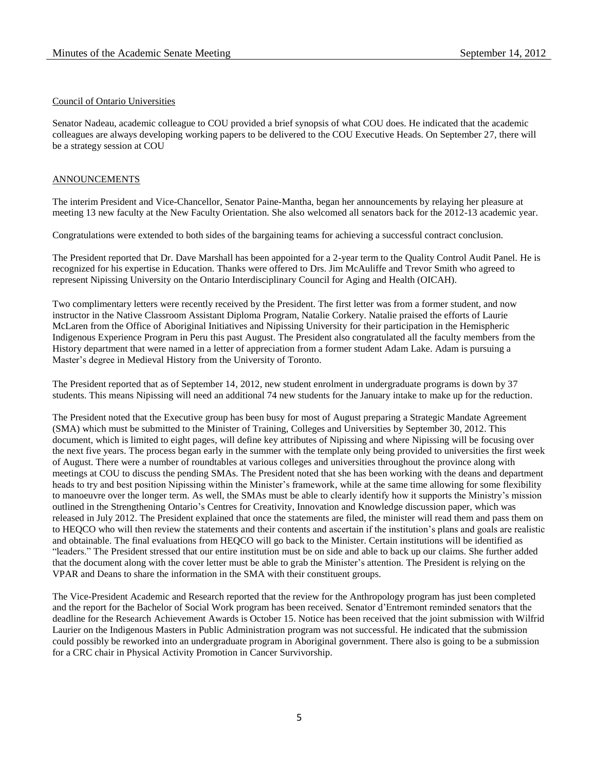Council of Ontario Universities

Senator Nadeau, academic colleague to COU provided a brief synopsis of what COU does. He indicated that the academic colleagues are always developing working papers to be delivered to the COU Executive Heads. On September 27, there will be a strategy session at COU

## ANNOUNCEMENTS

The interim President and Vice-Chancellor, Senator Paine-Mantha, began her announcements by relaying her pleasure at meeting 13 new faculty at the New Faculty Orientation. She also welcomed all senators back for the 2012-13 academic year.

Congratulations were extended to both sides of the bargaining teams for achieving a successful contract conclusion.

The President reported that Dr. Dave Marshall has been appointed for a 2-year term to the Quality Control Audit Panel. He is recognized for his expertise in Education. Thanks were offered to Drs. Jim McAuliffe and Trevor Smith who agreed to represent Nipissing University on the Ontario Interdisciplinary Council for Aging and Health (OICAH).

Two complimentary letters were recently received by the President. The first letter was from a former student, and now instructor in the Native Classroom Assistant Diploma Program, Natalie Corkery. Natalie praised the efforts of Laurie McLaren from the Office of Aboriginal Initiatives and Nipissing University for their participation in the Hemispheric Indigenous Experience Program in Peru this past August. The President also congratulated all the faculty members from the History department that were named in a letter of appreciation from a former student Adam Lake. Adam is pursuing a Master's degree in Medieval History from the University of Toronto.

The President reported that as of September 14, 2012, new student enrolment in undergraduate programs is down by 37 students. This means Nipissing will need an additional 74 new students for the January intake to make up for the reduction.

The President noted that the Executive group has been busy for most of August preparing a Strategic Mandate Agreement (SMA) which must be submitted to the Minister of Training, Colleges and Universities by September 30, 2012. This document, which is limited to eight pages, will define key attributes of Nipissing and where Nipissing will be focusing over the next five years. The process began early in the summer with the template only being provided to universities the first week of August. There were a number of roundtables at various colleges and universities throughout the province along with meetings at COU to discuss the pending SMAs. The President noted that she has been working with the deans and department heads to try and best position Nipissing within the Minister's framework, while at the same time allowing for some flexibility to manoeuvre over the longer term. As well, the SMAs must be able to clearly identify how it supports the Ministry's mission outlined in the Strengthening Ontario's Centres for Creativity, Innovation and Knowledge discussion paper, which was released in July 2012. The President explained that once the statements are filed, the minister will read them and pass them on to HEQCO who will then review the statements and their contents and ascertain if the institution's plans and goals are realistic and obtainable. The final evaluations from HEQCO will go back to the Minister. Certain institutions will be identified as "leaders." The President stressed that our entire institution must be on side and able to back up our claims. She further added that the document along with the cover letter must be able to grab the Minister's attention. The President is relying on the VPAR and Deans to share the information in the SMA with their constituent groups.

The Vice-President Academic and Research reported that the review for the Anthropology program has just been completed and the report for the Bachelor of Social Work program has been received. Senator d'Entremont reminded senators that the deadline for the Research Achievement Awards is October 15. Notice has been received that the joint submission with Wilfrid Laurier on the Indigenous Masters in Public Administration program was not successful. He indicated that the submission could possibly be reworked into an undergraduate program in Aboriginal government. There also is going to be a submission for a CRC chair in Physical Activity Promotion in Cancer Survivorship.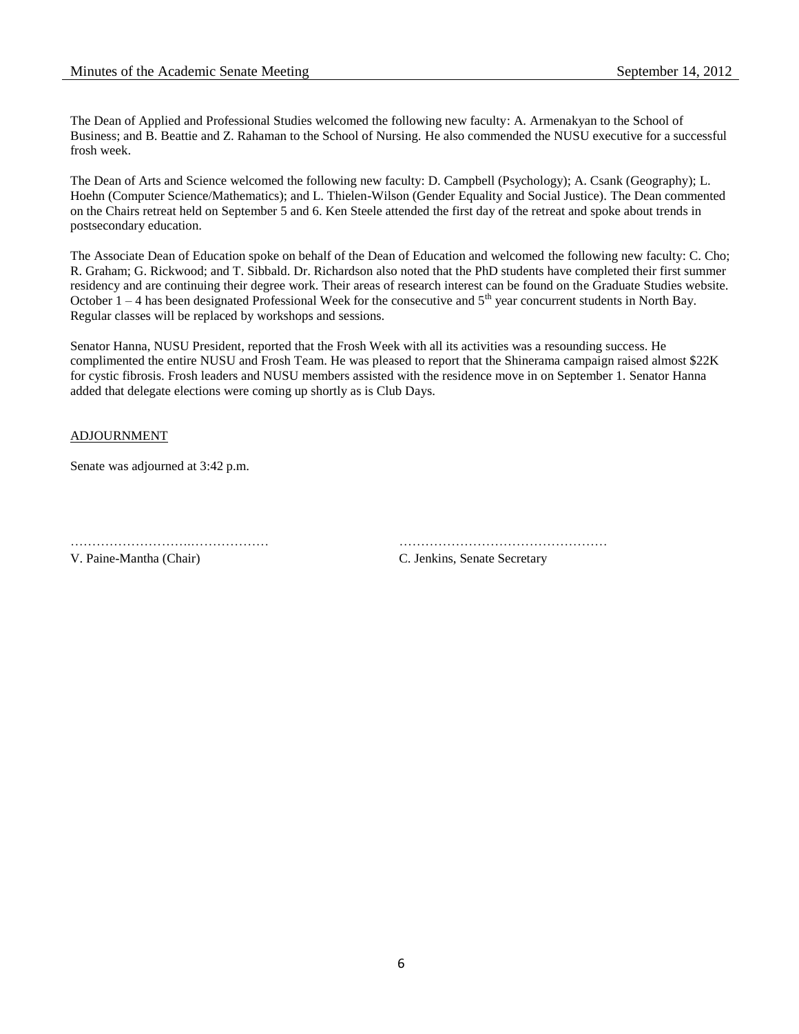The Dean of Applied and Professional Studies welcomed the following new faculty: A. Armenakyan to the School of Business; and B. Beattie and Z. Rahaman to the School of Nursing. He also commended the NUSU executive for a successful frosh week.

The Dean of Arts and Science welcomed the following new faculty: D. Campbell (Psychology); A. Csank (Geography); L. Hoehn (Computer Science/Mathematics); and L. Thielen-Wilson (Gender Equality and Social Justice). The Dean commented on the Chairs retreat held on September 5 and 6. Ken Steele attended the first day of the retreat and spoke about trends in postsecondary education.

The Associate Dean of Education spoke on behalf of the Dean of Education and welcomed the following new faculty: C. Cho; R. Graham; G. Rickwood; and T. Sibbald. Dr. Richardson also noted that the PhD students have completed their first summer residency and are continuing their degree work. Their areas of research interest can be found on the Graduate Studies website. October 1 – 4 has been designated Professional Week for the consecutive and 5th year concurrent students in North Bay. Regular classes will be replaced by workshops and sessions.

Senator Hanna, NUSU President, reported that the Frosh Week with all its activities was a resounding success. He complimented the entire NUSU and Frosh Team. He was pleased to report that the Shinerama campaign raised almost $22K for cystic fibrosis. Frosh leaders and NUSU members assisted with the residence move in on September 1. Senator Hanna added that delegate elections were coming up shortly as is Club Days.

ADJOURNMENT

Senate was adjourned at 3:42 p.m.

……………………….………………    ……………………………………….

V. Paine-Mantha (Chair)    C. Jenkins, Senate Secretary